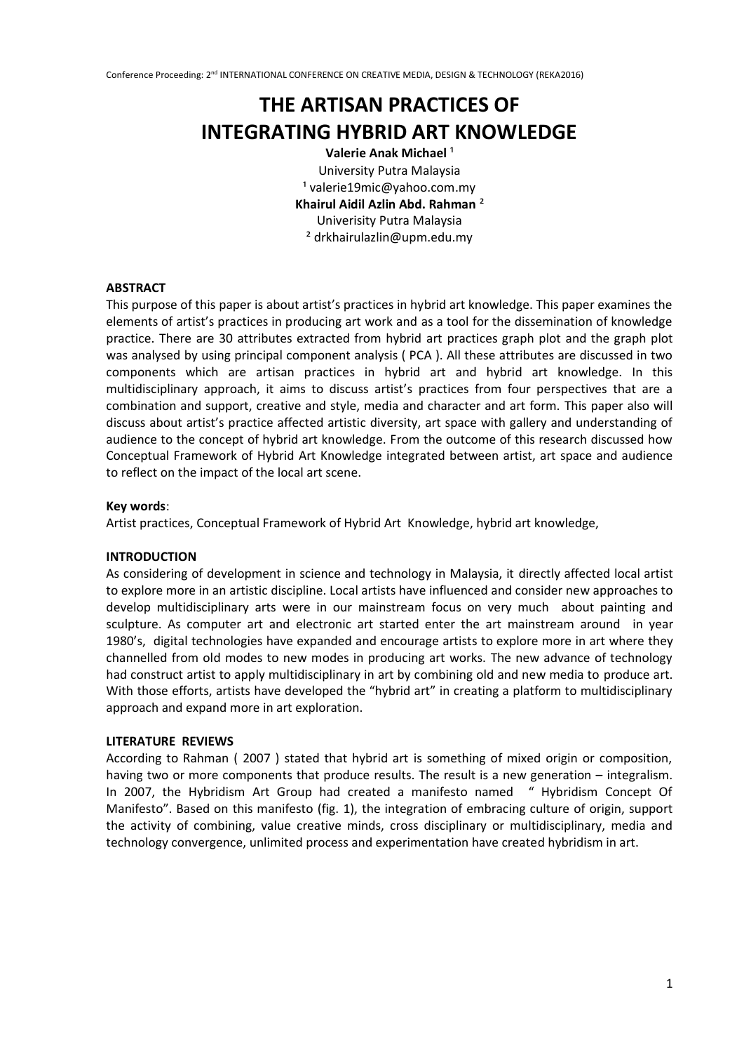# THE ARTISAN PRACTICES OF INTEGRATING HYBRID ART KNOWLEDGE

**Valerie Anak Michael** [1]
University Putra Malaysia
[1] valerie19mic@yahoo.com.my
**Khairul Aidil Azlin Abd. Rahman** [2]
Univerisity Putra Malaysia
[2] drkhairulazlin@upm.edu.my

## ABSTRACT

This purpose of this paper is about artist's practices in hybrid art knowledge. This paper examines the elements of artist's practices in producing art work and as a tool for the dissemination of knowledge practice. There are 30 attributes extracted from hybrid art practices graph plot and the graph plot was analysed by using principal component analysis ( PCA ). All these attributes are discussed in two components which are artisan practices in hybrid art and hybrid art knowledge. In this multidisciplinary approach, it aims to discuss artist's practices from four perspectives that are a combination and support, creative and style, media and character and art form. This paper also will discuss about artist's practice affected artistic diversity, art space with gallery and understanding of audience to the concept of hybrid art knowledge. From the outcome of this research discussed how Conceptual Framework of Hybrid Art Knowledge integrated between artist, art space and audience to reflect on the impact of the local art scene.

**Key words**:
Artist practices, Conceptual Framework of Hybrid Art Knowledge, hybrid art knowledge,

## INTRODUCTION

As considering of development in science and technology in Malaysia, it directly affected local artist to explore more in an artistic discipline. Local artists have influenced and consider new approaches to develop multidisciplinary arts were in our mainstream focus on very much about painting and sculpture. As computer art and electronic art started enter the art mainstream around in year 1980's, digital technologies have expanded and encourage artists to explore more in art where they channelled from old modes to new modes in producing art works. The new advance of technology had construct artist to apply multidisciplinary in art by combining old and new media to produce art. With those efforts, artists have developed the "hybrid art" in creating a platform to multidisciplinary approach and expand more in art exploration.

## LITERATURE REVIEWS

According to Rahman ( 2007 ) stated that hybrid art is something of mixed origin or composition, having two or more components that produce results. The result is a new generation – integralism. In 2007, the Hybridism Art Group had created a manifesto named " Hybridism Concept Of Manifesto". Based on this manifesto (fig. 1), the integration of embracing culture of origin, support the activity of combining, value creative minds, cross disciplinary or multidisciplinary, media and technology convergence, unlimited process and experimentation have created hybridism in art.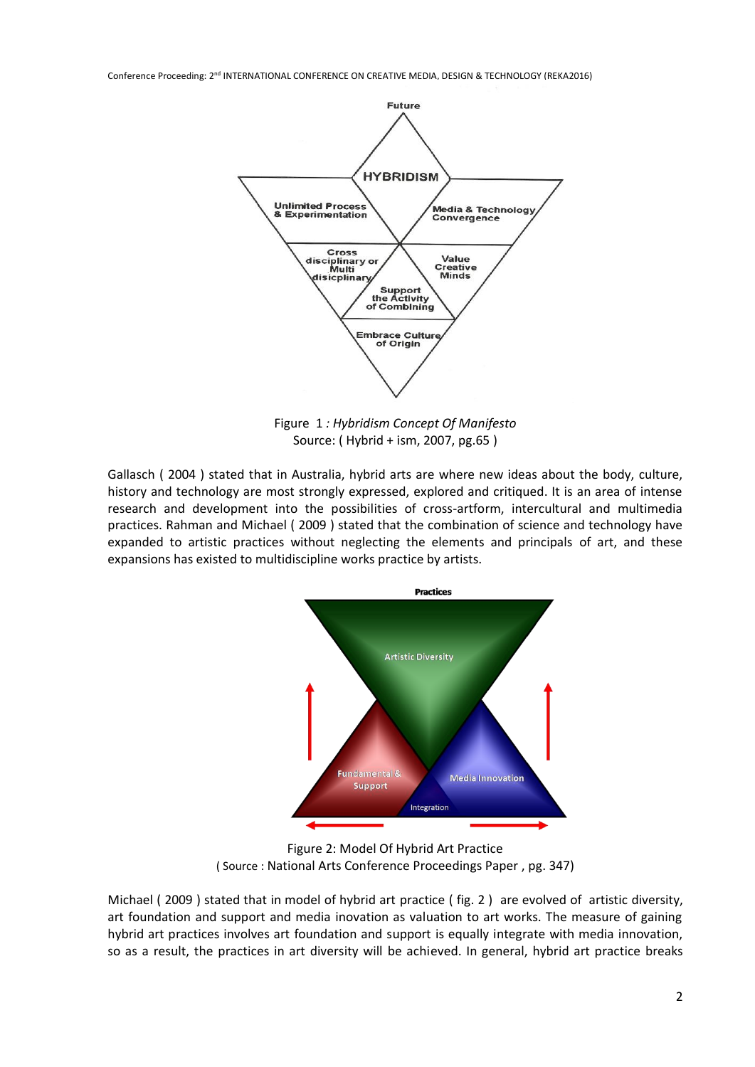Figure 1 *: Hybridism Concept Of Manifesto*
Source: ( Hybrid + ism, 2007, pg.65 )

Gallasch ( 2004 ) stated that in Australia, hybrid arts are where new ideas about the body, culture, history and technology are most strongly expressed, explored and critiqued. It is an area of intense research and development into the possibilities of cross-artform, intercultural and multimedia practices. Rahman and Michael ( 2009 ) stated that the combination of science and technology have expanded to artistic practices without neglecting the elements and principals of art, and these expansions has existed to multidiscipline works practice by artists.

Figure 2: Model Of Hybrid Art Practice
( Source : National Arts Conference Proceedings Paper , pg. 347)

Michael ( 2009 ) stated that in model of hybrid art practice ( fig. 2 ) are evolved of artistic diversity, art foundation and support and media inovation as valuation to art works. The measure of gaining hybrid art practices involves art foundation and support is equally integrate with media innovation, so as a result, the practices in art diversity will be achieved. In general, hybrid art practice breaks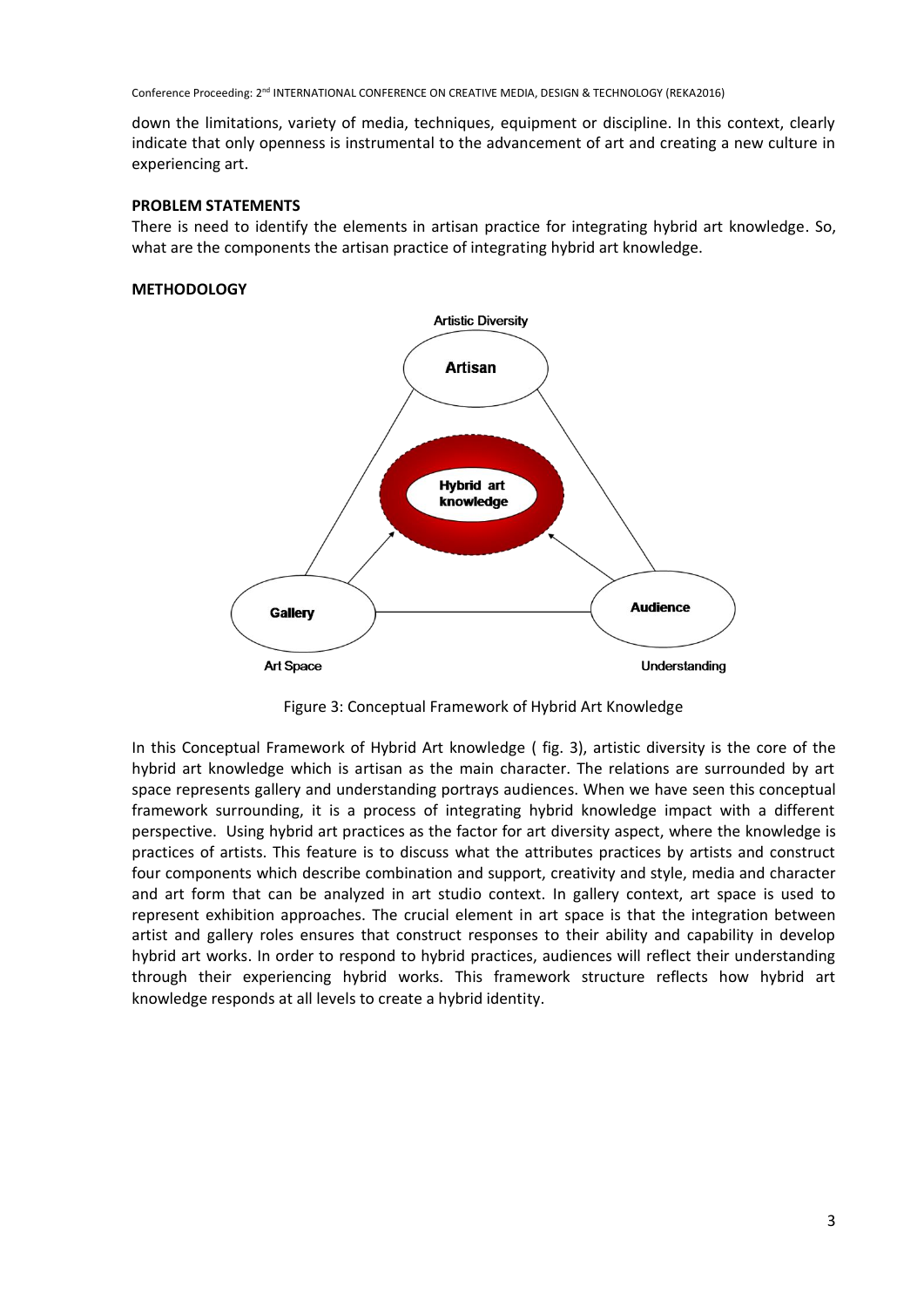down the limitations, variety of media, techniques, equipment or discipline. In this context, clearly indicate that only openness is instrumental to the advancement of art and creating a new culture in experiencing art.

## PROBLEM STATEMENTS

There is need to identify the elements in artisan practice for integrating hybrid art knowledge. So, what are the components the artisan practice of integrating hybrid art knowledge.

## METHODOLOGY

Figure 3: Conceptual Framework of Hybrid Art Knowledge

In this Conceptual Framework of Hybrid Art knowledge ( fig. 3), artistic diversity is the core of the hybrid art knowledge which is artisan as the main character. The relations are surrounded by art space represents gallery and understanding portrays audiences. When we have seen this conceptual framework surrounding, it is a process of integrating hybrid knowledge impact with a different perspective. Using hybrid art practices as the factor for art diversity aspect, where the knowledge is practices of artists. This feature is to discuss what the attributes practices by artists and construct four components which describe combination and support, creativity and style, media and character and art form that can be analyzed in art studio context. In gallery context, art space is used to represent exhibition approaches. The crucial element in art space is that the integration between artist and gallery roles ensures that construct responses to their ability and capability in develop hybrid art works. In order to respond to hybrid practices, audiences will reflect their understanding through their experiencing hybrid works. This framework structure reflects how hybrid art knowledge responds at all levels to create a hybrid identity.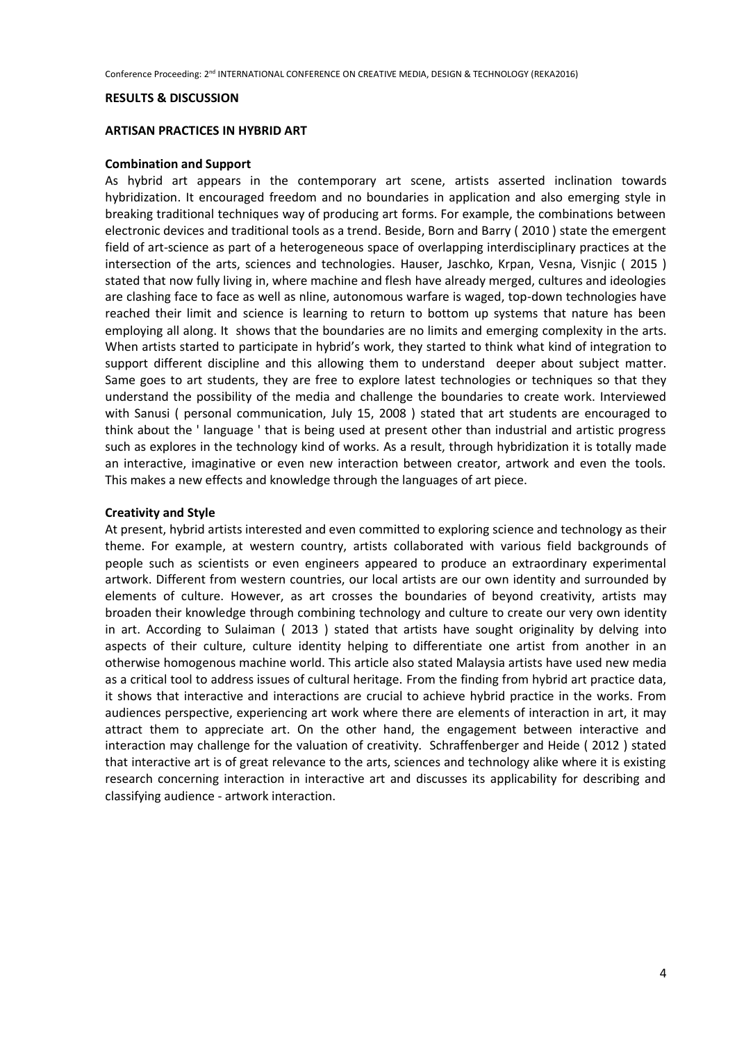## RESULTS & DISCUSSION

### ARTISAN PRACTICES IN HYBRID ART

#### Combination and Support

As hybrid art appears in the contemporary art scene, artists asserted inclination towards hybridization. It encouraged freedom and no boundaries in application and also emerging style in breaking traditional techniques way of producing art forms. For example, the combinations between electronic devices and traditional tools as a trend. Beside, Born and Barry ( 2010 ) state the emergent field of art-science as part of a heterogeneous space of overlapping interdisciplinary practices at the intersection of the arts, sciences and technologies. Hauser, Jaschko, Krpan, Vesna, Visnjic ( 2015 ) stated that now fully living in, where machine and flesh have already merged, cultures and ideologies are clashing face to face as well as nline, autonomous warfare is waged, top-down technologies have reached their limit and science is learning to return to bottom up systems that nature has been employing all along. It shows that the boundaries are no limits and emerging complexity in the arts. When artists started to participate in hybrid's work, they started to think what kind of integration to support different discipline and this allowing them to understand deeper about subject matter. Same goes to art students, they are free to explore latest technologies or techniques so that they understand the possibility of the media and challenge the boundaries to create work. Interviewed with Sanusi ( personal communication, July 15, 2008 ) stated that art students are encouraged to think about the ' language ' that is being used at present other than industrial and artistic progress such as explores in the technology kind of works. As a result, through hybridization it is totally made an interactive, imaginative or even new interaction between creator, artwork and even the tools. This makes a new effects and knowledge through the languages of art piece.

#### Creativity and Style

At present, hybrid artists interested and even committed to exploring science and technology as their theme. For example, at western country, artists collaborated with various field backgrounds of people such as scientists or even engineers appeared to produce an extraordinary experimental artwork. Different from western countries, our local artists are our own identity and surrounded by elements of culture. However, as art crosses the boundaries of beyond creativity, artists may broaden their knowledge through combining technology and culture to create our very own identity in art. According to Sulaiman ( 2013 ) stated that artists have sought originality by delving into aspects of their culture, culture identity helping to differentiate one artist from another in an otherwise homogenous machine world. This article also stated Malaysia artists have used new media as a critical tool to address issues of cultural heritage. From the finding from hybrid art practice data, it shows that interactive and interactions are crucial to achieve hybrid practice in the works. From audiences perspective, experiencing art work where there are elements of interaction in art, it may attract them to appreciate art. On the other hand, the engagement between interactive and interaction may challenge for the valuation of creativity. Schraffenberger and Heide ( 2012 ) stated that interactive art is of great relevance to the arts, sciences and technology alike where it is existing research concerning interaction in interactive art and discusses its applicability for describing and classifying audience - artwork interaction.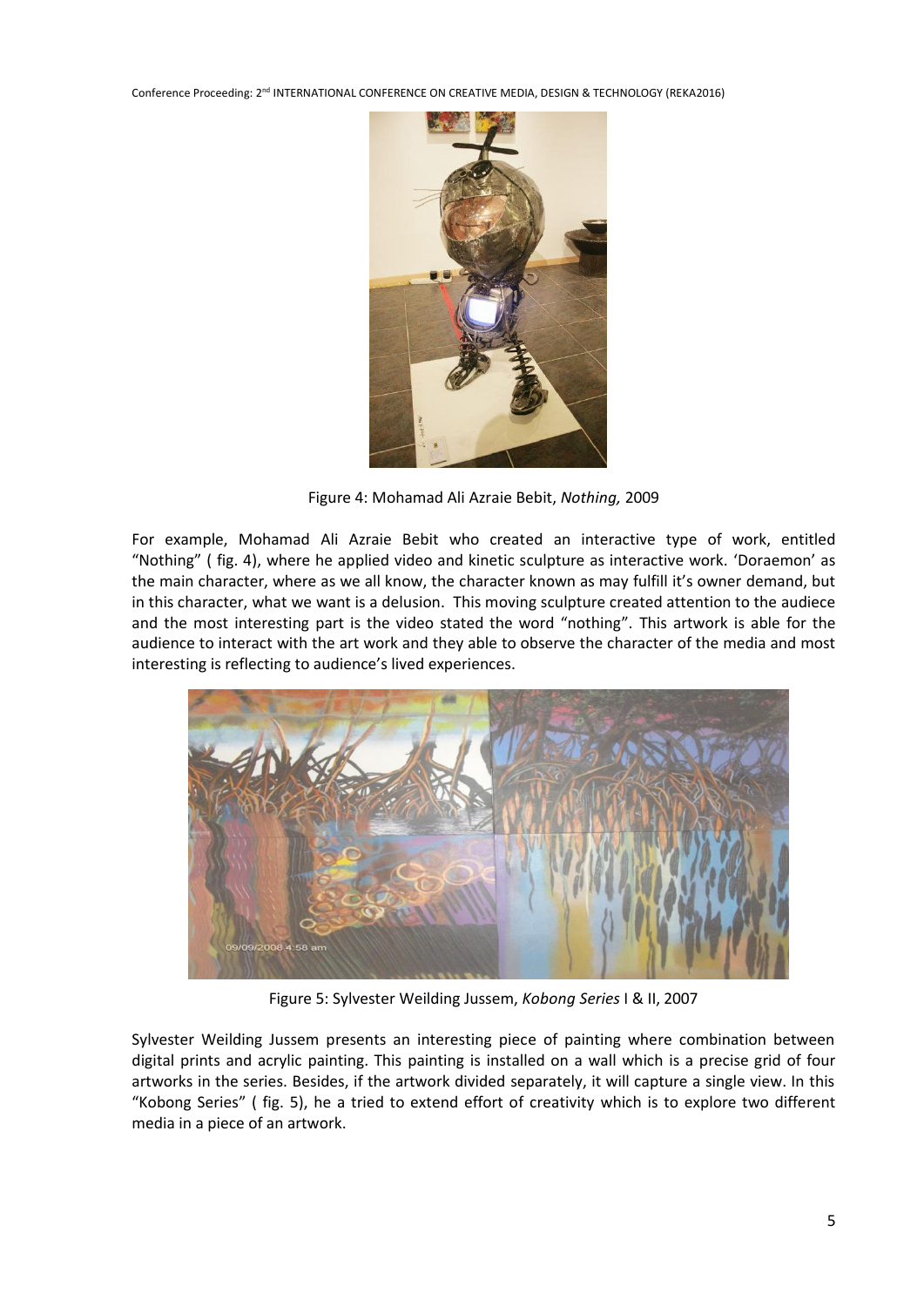Figure 4: Mohamad Ali Azraie Bebit, *Nothing,* 2009

For example, Mohamad Ali Azraie Bebit who created an interactive type of work, entitled "Nothing" ( fig. 4), where he applied video and kinetic sculpture as interactive work. 'Doraemon' as the main character, where as we all know, the character known as may fulfill it's owner demand, but in this character, what we want is a delusion. This moving sculpture created attention to the audiece and the most interesting part is the video stated the word "nothing". This artwork is able for the audience to interact with the art work and they able to observe the character of the media and most interesting is reflecting to audience's lived experiences.

Figure 5: Sylvester Weilding Jussem, *Kobong Series* I & II, 2007

Sylvester Weilding Jussem presents an interesting piece of painting where combination between digital prints and acrylic painting. This painting is installed on a wall which is a precise grid of four artworks in the series. Besides, if the artwork divided separately, it will capture a single view. In this "Kobong Series" ( fig. 5), he a tried to extend effort of creativity which is to explore two different media in a piece of an artwork.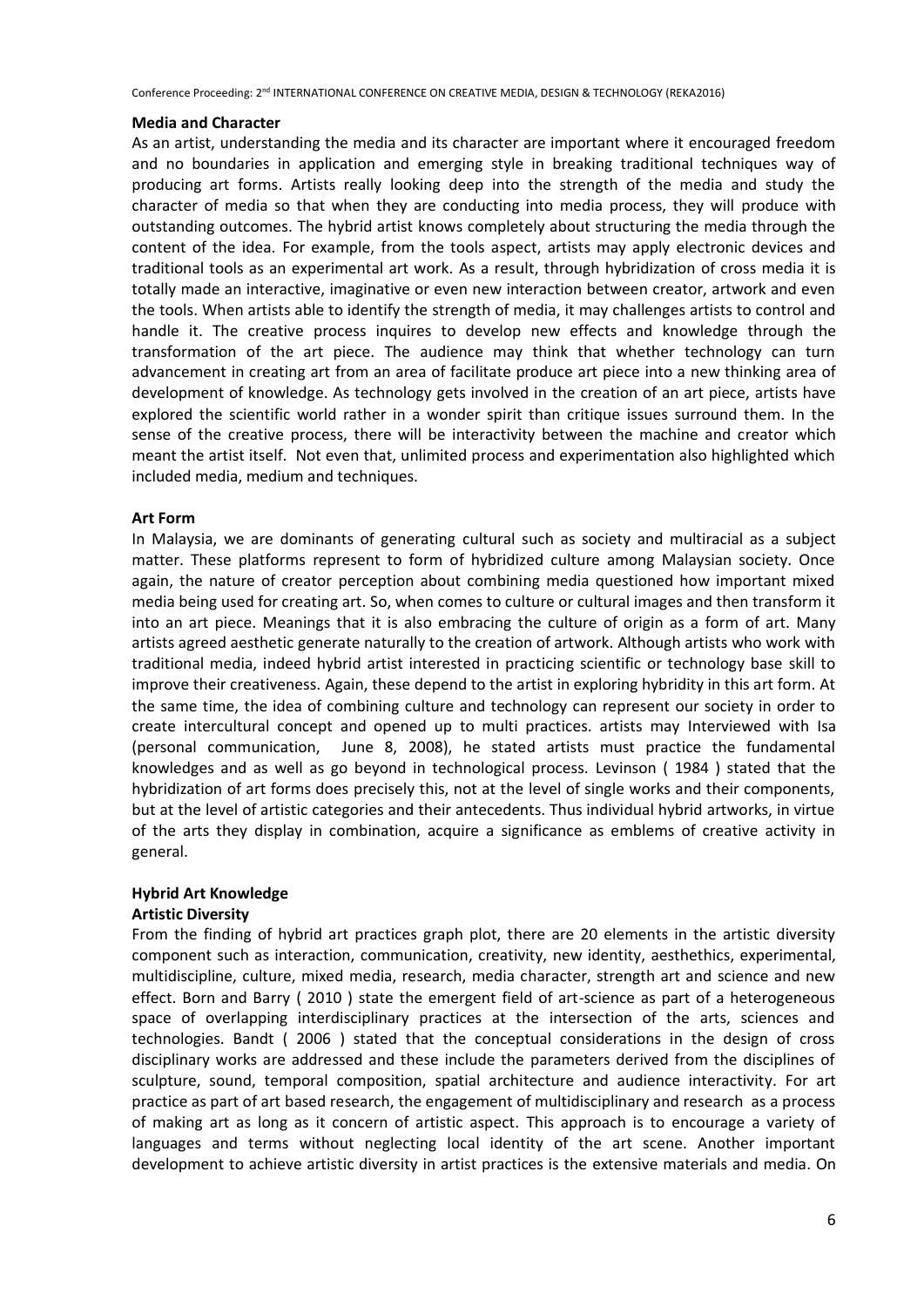**Media and Character**

As an artist, understanding the media and its character are important where it encouraged freedom and no boundaries in application and emerging style in breaking traditional techniques way of producing art forms. Artists really looking deep into the strength of the media and study the character of media so that when they are conducting into media process, they will produce with outstanding outcomes. The hybrid artist knows completely about structuring the media through the content of the idea. For example, from the tools aspect, artists may apply electronic devices and traditional tools as an experimental art work. As a result, through hybridization of cross media it is totally made an interactive, imaginative or even new interaction between creator, artwork and even the tools. When artists able to identify the strength of media, it may challenges artists to control and handle it. The creative process inquires to develop new effects and knowledge through the transformation of the art piece. The audience may think that whether technology can turn advancement in creating art from an area of facilitate produce art piece into a new thinking area of development of knowledge. As technology gets involved in the creation of an art piece, artists have explored the scientific world rather in a wonder spirit than critique issues surround them. In the sense of the creative process, there will be interactivity between the machine and creator which meant the artist itself. Not even that, unlimited process and experimentation also highlighted which included media, medium and techniques.

**Art Form**

In Malaysia, we are dominants of generating cultural such as society and multiracial as a subject matter. These platforms represent to form of hybridized culture among Malaysian society. Once again, the nature of creator perception about combining media questioned how important mixed media being used for creating art. So, when comes to culture or cultural images and then transform it into an art piece. Meanings that it is also embracing the culture of origin as a form of art. Many artists agreed aesthetic generate naturally to the creation of artwork. Although artists who work with traditional media, indeed hybrid artist interested in practicing scientific or technology base skill to improve their creativeness. Again, these depend to the artist in exploring hybridity in this art form. At the same time, the idea of combining culture and technology can represent our society in order to create intercultural concept and opened up to multi practices. artists may Interviewed with Isa (personal communication, June 8, 2008), he stated artists must practice the fundamental knowledges and as well as go beyond in technological process. Levinson ( 1984 ) stated that the hybridization of art forms does precisely this, not at the level of single works and their components, but at the level of artistic categories and their antecedents. Thus individual hybrid artworks, in virtue of the arts they display in combination, acquire a significance as emblems of creative activity in general.

**Hybrid Art Knowledge**

**Artistic Diversity**

From the finding of hybrid art practices graph plot, there are 20 elements in the artistic diversity component such as interaction, communication, creativity, new identity, aesthethics, experimental, multidiscipline, culture, mixed media, research, media character, strength art and science and new effect. Born and Barry ( 2010 ) state the emergent field of art-science as part of a heterogeneous space of overlapping interdisciplinary practices at the intersection of the arts, sciences and technologies. Bandt ( 2006 ) stated that the conceptual considerations in the design of cross disciplinary works are addressed and these include the parameters derived from the disciplines of sculpture, sound, temporal composition, spatial architecture and audience interactivity. For art practice as part of art based research, the engagement of multidisciplinary and research as a process of making art as long as it concern of artistic aspect. This approach is to encourage a variety of languages and terms without neglecting local identity of the art scene. Another important development to achieve artistic diversity in artist practices is the extensive materials and media. On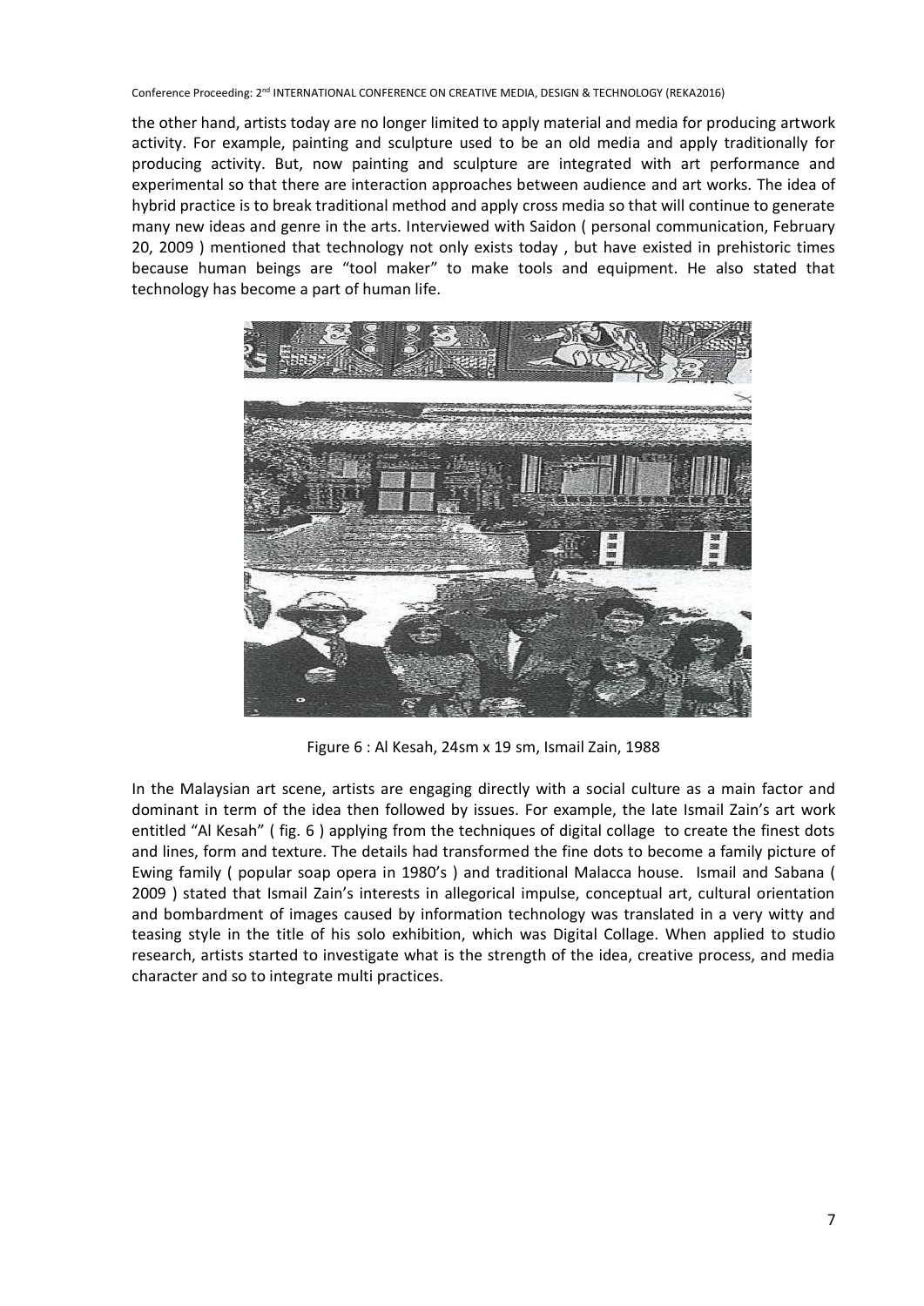the other hand, artists today are no longer limited to apply material and media for producing artwork activity. For example, painting and sculpture used to be an old media and apply traditionally for producing activity. But, now painting and sculpture are integrated with art performance and experimental so that there are interaction approaches between audience and art works. The idea of hybrid practice is to break traditional method and apply cross media so that will continue to generate many new ideas and genre in the arts. Interviewed with Saidon ( personal communication, February 20, 2009 ) mentioned that technology not only exists today , but have existed in prehistoric times because human beings are "tool maker" to make tools and equipment. He also stated that technology has become a part of human life.

Figure 6 : Al Kesah, 24sm x 19 sm, Ismail Zain, 1988

In the Malaysian art scene, artists are engaging directly with a social culture as a main factor and dominant in term of the idea then followed by issues. For example, the late Ismail Zain's art work entitled "Al Kesah" ( fig. 6 ) applying from the techniques of digital collage to create the finest dots and lines, form and texture. The details had transformed the fine dots to become a family picture of Ewing family ( popular soap opera in 1980's ) and traditional Malacca house. Ismail and Sabana ( 2009 ) stated that Ismail Zain's interests in allegorical impulse, conceptual art, cultural orientation and bombardment of images caused by information technology was translated in a very witty and teasing style in the title of his solo exhibition, which was Digital Collage. When applied to studio research, artists started to investigate what is the strength of the idea, creative process, and media character and so to integrate multi practices.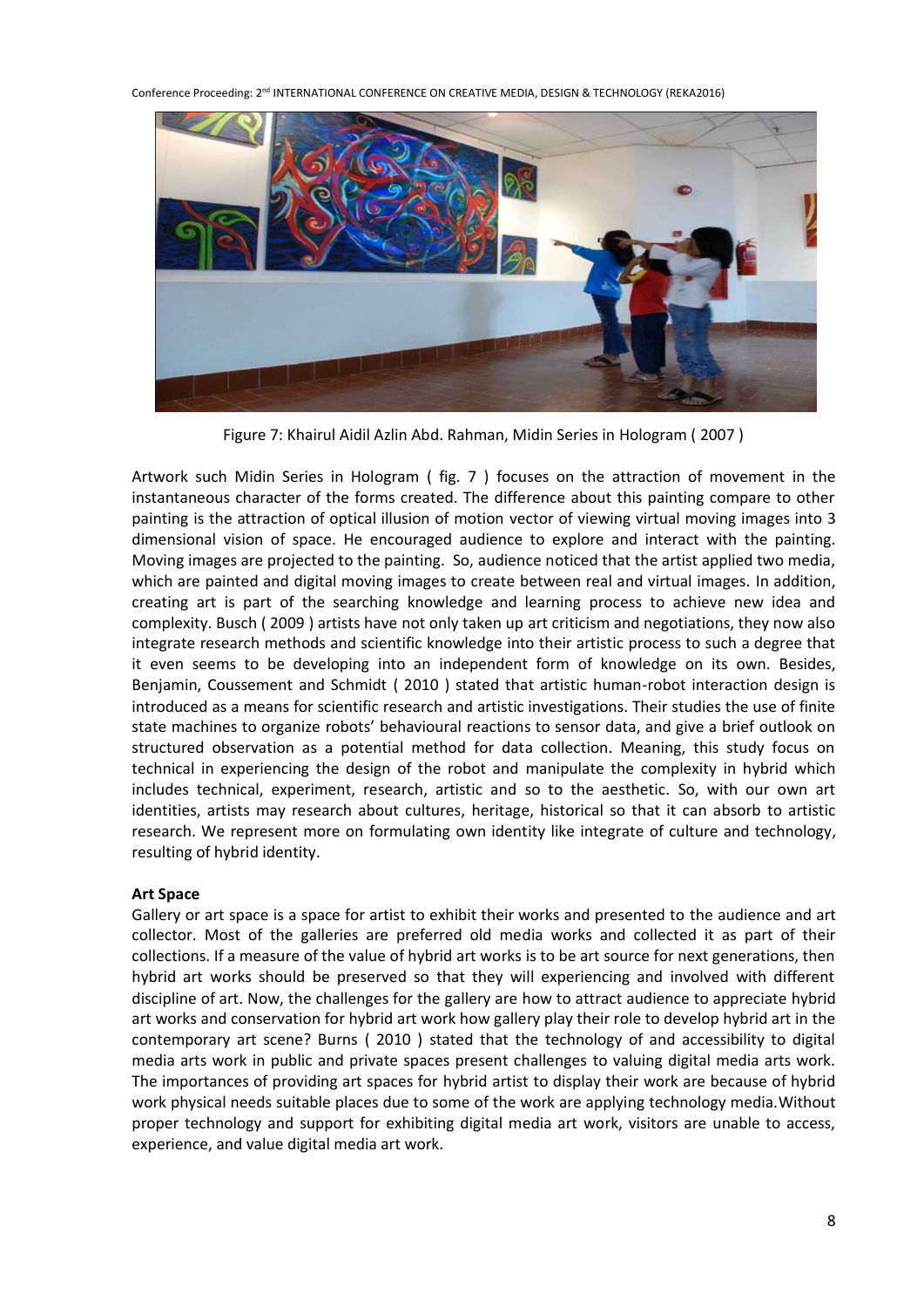Figure 7: Khairul Aidil Azlin Abd. Rahman, Midin Series in Hologram ( 2007 )

Artwork such Midin Series in Hologram ( fig. 7 ) focuses on the attraction of movement in the instantaneous character of the forms created. The difference about this painting compare to other painting is the attraction of optical illusion of motion vector of viewing virtual moving images into 3 dimensional vision of space. He encouraged audience to explore and interact with the painting. Moving images are projected to the painting. So, audience noticed that the artist applied two media, which are painted and digital moving images to create between real and virtual images. In addition, creating art is part of the searching knowledge and learning process to achieve new idea and complexity. Busch ( 2009 ) artists have not only taken up art criticism and negotiations, they now also integrate research methods and scientific knowledge into their artistic process to such a degree that it even seems to be developing into an independent form of knowledge on its own. Besides, Benjamin, Coussement and Schmidt ( 2010 ) stated that artistic human-robot interaction design is introduced as a means for scientific research and artistic investigations. Their studies the use of finite state machines to organize robots' behavioural reactions to sensor data, and give a brief outlook on structured observation as a potential method for data collection. Meaning, this study focus on technical in experiencing the design of the robot and manipulate the complexity in hybrid which includes technical, experiment, research, artistic and so to the aesthetic. So, with our own art identities, artists may research about cultures, heritage, historical so that it can absorb to artistic research. We represent more on formulating own identity like integrate of culture and technology, resulting of hybrid identity.

**Art Space**

Gallery or art space is a space for artist to exhibit their works and presented to the audience and art collector. Most of the galleries are preferred old media works and collected it as part of their collections. If a measure of the value of hybrid art works is to be art source for next generations, then hybrid art works should be preserved so that they will experiencing and involved with different discipline of art. Now, the challenges for the gallery are how to attract audience to appreciate hybrid art works and conservation for hybrid art work how gallery play their role to develop hybrid art in the contemporary art scene? Burns ( 2010 ) stated that the technology of and accessibility to digital media arts work in public and private spaces present challenges to valuing digital media arts work. The importances of providing art spaces for hybrid artist to display their work are because of hybrid work physical needs suitable places due to some of the work are applying technology media.Without proper technology and support for exhibiting digital media art work, visitors are unable to access, experience, and value digital media art work.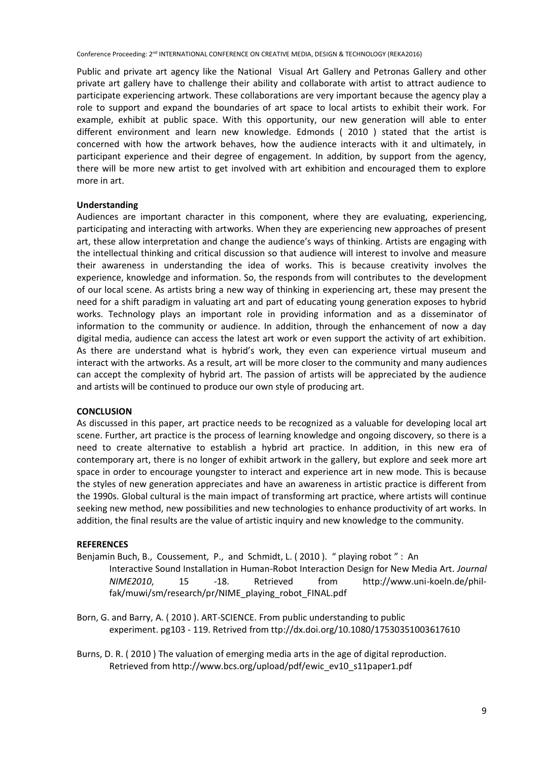Public and private art agency like the National Visual Art Gallery and Petronas Gallery and other private art gallery have to challenge their ability and collaborate with artist to attract audience to participate experiencing artwork. These collaborations are very important because the agency play a role to support and expand the boundaries of art space to local artists to exhibit their work. For example, exhibit at public space. With this opportunity, our new generation will able to enter different environment and learn new knowledge. Edmonds ( 2010 ) stated that the artist is concerned with how the artwork behaves, how the audience interacts with it and ultimately, in participant experience and their degree of engagement. In addition, by support from the agency, there will be more new artist to get involved with art exhibition and encouraged them to explore more in art.

**Understanding**

Audiences are important character in this component, where they are evaluating, experiencing, participating and interacting with artworks. When they are experiencing new approaches of present art, these allow interpretation and change the audience's ways of thinking. Artists are engaging with the intellectual thinking and critical discussion so that audience will interest to involve and measure their awareness in understanding the idea of works. This is because creativity involves the experience, knowledge and information. So, the responds from will contributes to the development of our local scene. As artists bring a new way of thinking in experiencing art, these may present the need for a shift paradigm in valuating art and part of educating young generation exposes to hybrid works. Technology plays an important role in providing information and as a disseminator of information to the community or audience. In addition, through the enhancement of now a day digital media, audience can access the latest art work or even support the activity of art exhibition. As there are understand what is hybrid's work, they even can experience virtual museum and interact with the artworks. As a result, art will be more closer to the community and many audiences can accept the complexity of hybrid art. The passion of artists will be appreciated by the audience and artists will be continued to produce our own style of producing art.

## CONCLUSION

As discussed in this paper, art practice needs to be recognized as a valuable for developing local art scene. Further, art practice is the process of learning knowledge and ongoing discovery, so there is a need to create alternative to establish a hybrid art practice. In addition, in this new era of contemporary art, there is no longer of exhibit artwork in the gallery, but explore and seek more art space in order to encourage youngster to interact and experience art in new mode. This is because the styles of new generation appreciates and have an awareness in artistic practice is different from the 1990s. Global cultural is the main impact of transforming art practice, where artists will continue seeking new method, new possibilities and new technologies to enhance productivity of art works. In addition, the final results are the value of artistic inquiry and new knowledge to the community.

## REFERENCES

Benjamin Buch, B., Coussement, P., and Schmidt, L. ( 2010 ). " playing robot " : An Interactive Sound Installation in Human-Robot Interaction Design for New Media Art. *Journal NIME2010*, 15 -18. Retrieved from http://www.uni-koeln.de/phil-fak/muwi/sm/research/pr/NIME_playing_robot_FINAL.pdf

Born, G. and Barry, A. ( 2010 ). ART-SCIENCE. From public understanding to public experiment. pg103 - 119. Retrived from ttp://dx.doi.org/10.1080/17530351003617610

Burns, D. R. ( 2010 ) The valuation of emerging media arts in the age of digital reproduction. Retrieved from http://www.bcs.org/upload/pdf/ewic_ev10_s11paper1.pdf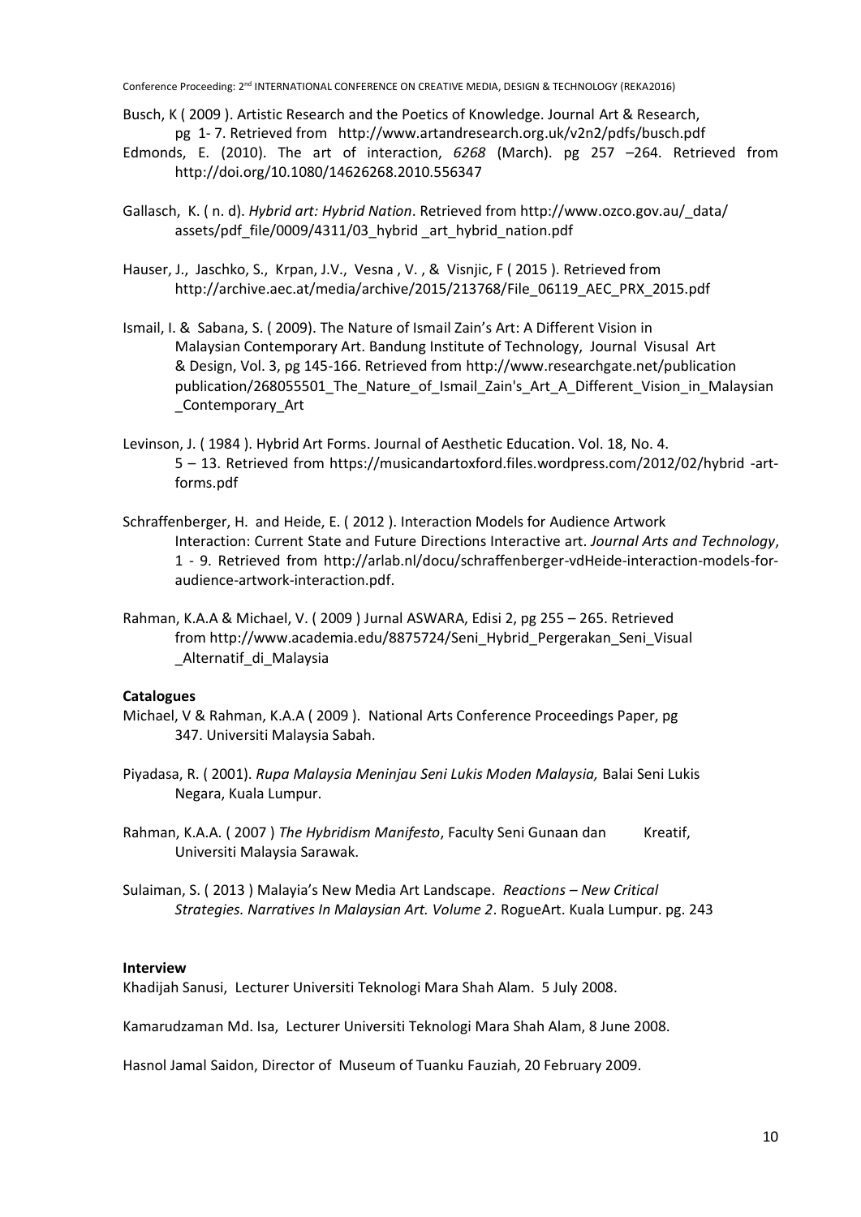Busch, K ( 2009 ). Artistic Research and the Poetics of Knowledge. Journal Art & Research, pg 1- 7. Retrieved from http://www.artandresearch.org.uk/v2n2/pdfs/busch.pdf

Edmonds, E. (2010). The art of interaction, *6268* (March). pg 257 –264. Retrieved from http://doi.org/10.1080/14626268.2010.556347

Gallasch, K. ( n. d). *Hybrid art: Hybrid Nation*. Retrieved from http://www.ozco.gov.au/_data/ assets/pdf_file/0009/4311/03_hybrid _art_hybrid_nation.pdf

Hauser, J., Jaschko, S., Krpan, J.V., Vesna , V. , & Visnjic, F ( 2015 ). Retrieved from http://archive.aec.at/media/archive/2015/213768/File_06119_AEC_PRX_2015.pdf

Ismail, I. & Sabana, S. ( 2009). The Nature of Ismail Zain's Art: A Different Vision in Malaysian Contemporary Art. Bandung Institute of Technology, Journal Visusal Art & Design, Vol. 3, pg 145-166. Retrieved from http://www.researchgate.net/publication publication/268055501_The_Nature_of_Ismail_Zain's_Art_A_Different_Vision_in_Malaysian _Contemporary_Art

Levinson, J. ( 1984 ). Hybrid Art Forms. Journal of Aesthetic Education. Vol. 18, No. 4. 5 – 13. Retrieved from https://musicandartoxford.files.wordpress.com/2012/02/hybrid -art-forms.pdf

Schraffenberger, H. and Heide, E. ( 2012 ). Interaction Models for Audience Artwork Interaction: Current State and Future Directions Interactive art. *Journal Arts and Technology*, 1 - 9. Retrieved from http://arlab.nl/docu/schraffenberger-vdHeide-interaction-models-for-audience-artwork-interaction.pdf.

Rahman, K.A.A & Michael, V. ( 2009 ) Jurnal ASWARA, Edisi 2, pg 255 – 265. Retrieved from http://www.academia.edu/8875724/Seni_Hybrid_Pergerakan_Seni_Visual _Alternatif_di_Malaysia

**Catalogues**

Michael, V & Rahman, K.A.A ( 2009 ). National Arts Conference Proceedings Paper, pg 347. Universiti Malaysia Sabah.

Piyadasa, R. ( 2001). *Rupa Malaysia Meninjau Seni Lukis Moden Malaysia,* Balai Seni Lukis Negara, Kuala Lumpur.

Rahman, K.A.A. ( 2007 ) *The Hybridism Manifesto*, Faculty Seni Gunaan dan Kreatif, Universiti Malaysia Sarawak.

Sulaiman, S. ( 2013 ) Malayia's New Media Art Landscape. *Reactions – New Critical Strategies. Narratives In Malaysian Art. Volume 2*. RogueArt. Kuala Lumpur. pg. 243

**Interview**

Khadijah Sanusi, Lecturer Universiti Teknologi Mara Shah Alam. 5 July 2008.

Kamarudzaman Md. Isa, Lecturer Universiti Teknologi Mara Shah Alam, 8 June 2008.

Hasnol Jamal Saidon, Director of Museum of Tuanku Fauziah, 20 February 2009.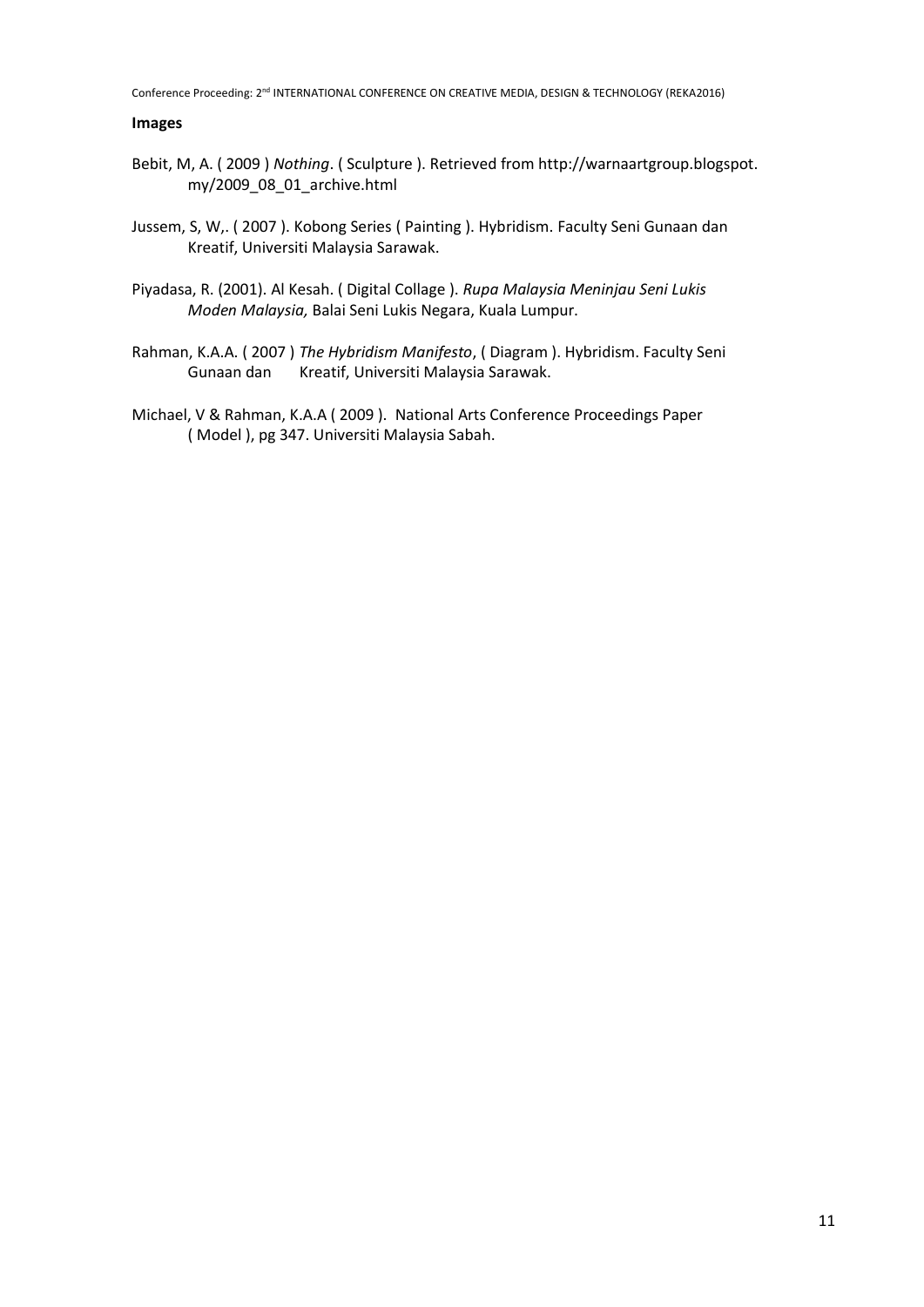**Images**

Bebit, M, A. ( 2009 ) *Nothing*. ( Sculpture ). Retrieved from http://warnaartgroup.blogspot.my/2009_08_01_archive.html

Jussem, S, W,. ( 2007 ). Kobong Series ( Painting ). Hybridism. Faculty Seni Gunaan dan Kreatif, Universiti Malaysia Sarawak.

Piyadasa, R. (2001). Al Kesah. ( Digital Collage ). *Rupa Malaysia Meninjau Seni Lukis Moden Malaysia,* Balai Seni Lukis Negara, Kuala Lumpur.

Rahman, K.A.A. ( 2007 ) *The Hybridism Manifesto*, ( Diagram ). Hybridism. Faculty Seni Gunaan dan Kreatif, Universiti Malaysia Sarawak.

Michael, V & Rahman, K.A.A ( 2009 ). National Arts Conference Proceedings Paper ( Model ), pg 347. Universiti Malaysia Sabah.